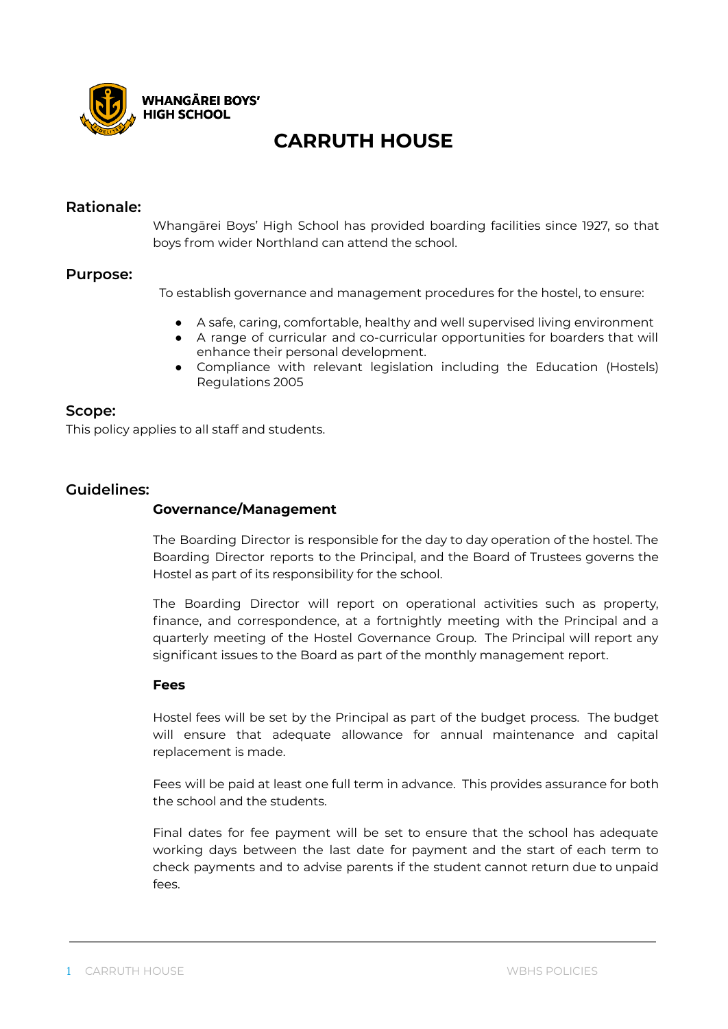WHANGĀREI BOYS' HIGH SCHOOL

# CARRUTH HOUSE

## Rationale:

Whangārei Boys' High School has provided boarding facilities since 1927, so that boys from wider Northland can attend the school.

## Purpose:

To establish governance and management procedures for the hostel, to ensure:

- A safe, caring, comfortable, healthy and well supervised living environment
- A range of curricular and co-curricular opportunities for boarders that will enhance their personal development.
- Compliance with relevant legislation including the Education (Hostels) Regulations 2005

## Scope:

This policy applies to all staff and students.

## Guidelines:

### Governance/Management

The Boarding Director is responsible for the day to day operation of the hostel. The Boarding Director reports to the Principal, and the Board of Trustees governs the Hostel as part of its responsibility for the school.

The Boarding Director will report on operational activities such as property, finance, and correspondence, at a fortnightly meeting with the Principal and a quarterly meeting of the Hostel Governance Group. The Principal will report any significant issues to the Board as part of the monthly management report.

### Fees

Hostel fees will be set by the Principal as part of the budget process. The budget will ensure that adequate allowance for annual maintenance and capital replacement is made.

Fees will be paid at least one full term in advance. This provides assurance for both the school and the students.

Final dates for fee payment will be set to ensure that the school has adequate working days between the last date for payment and the start of each term to check payments and to advise parents if the student cannot return due to unpaid fees.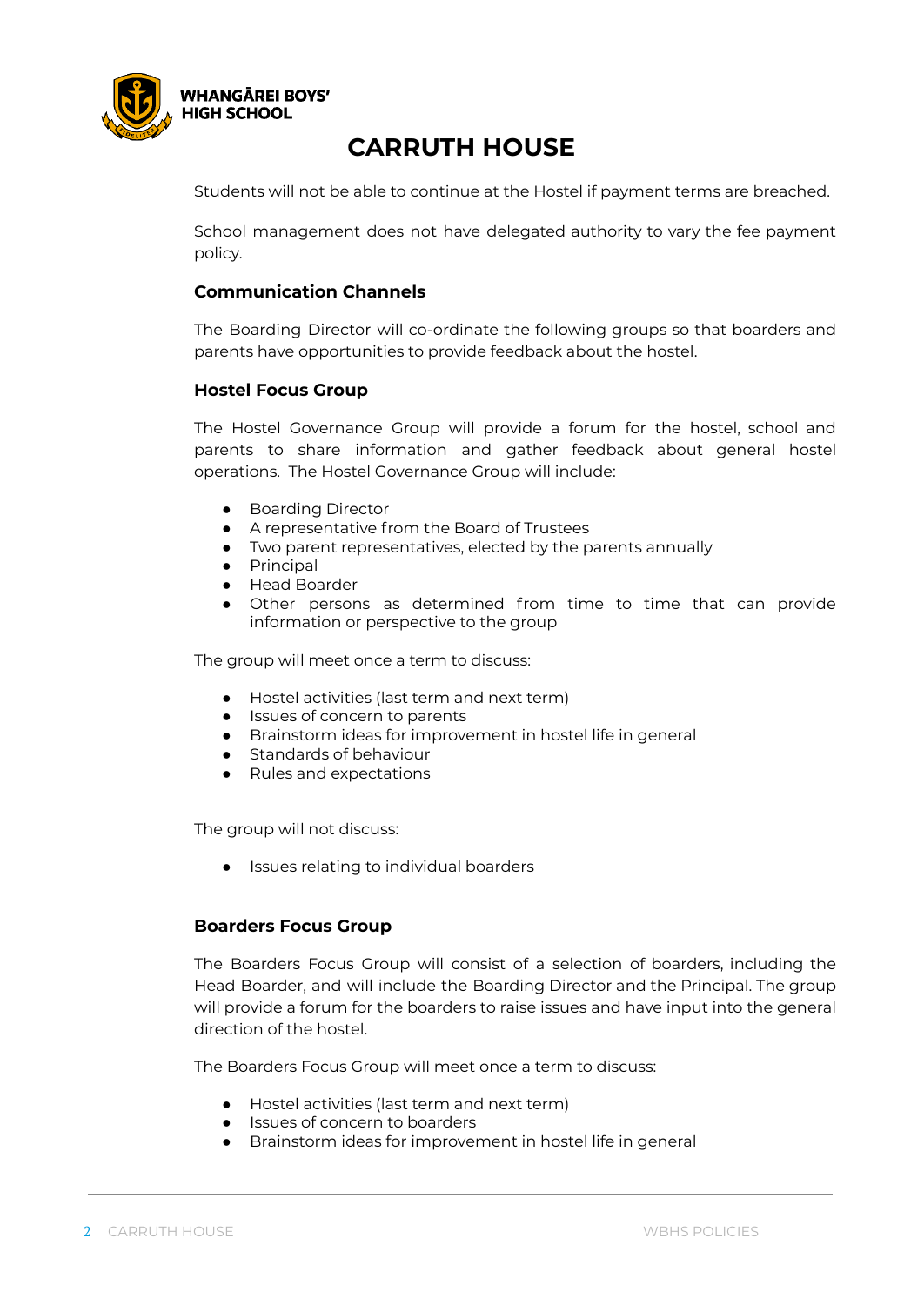# CARRUTH HOUSE

Students will not be able to continue at the Hostel if payment terms are breached.

School management does not have delegated authority to vary the fee payment policy.

### Communication Channels

The Boarding Director will co-ordinate the following groups so that boarders and parents have opportunities to provide feedback about the hostel.

### Hostel Focus Group

The Hostel Governance Group will provide a forum for the hostel, school and parents to share information and gather feedback about general hostel operations. The Hostel Governance Group will include:

- Boarding Director
- A representative from the Board of Trustees
- Two parent representatives, elected by the parents annually
- Principal
- Head Boarder
- Other persons as determined from time to time that can provide information or perspective to the group

The group will meet once a term to discuss:

- Hostel activities (last term and next term)
- Issues of concern to parents
- Brainstorm ideas for improvement in hostel life in general
- Standards of behaviour
- Rules and expectations

The group will not discuss:

- Issues relating to individual boarders

### Boarders Focus Group

The Boarders Focus Group will consist of a selection of boarders, including the Head Boarder, and will include the Boarding Director and the Principal. The group will provide a forum for the boarders to raise issues and have input into the general direction of the hostel.

The Boarders Focus Group will meet once a term to discuss:

- Hostel activities (last term and next term)
- Issues of concern to boarders
- Brainstorm ideas for improvement in hostel life in general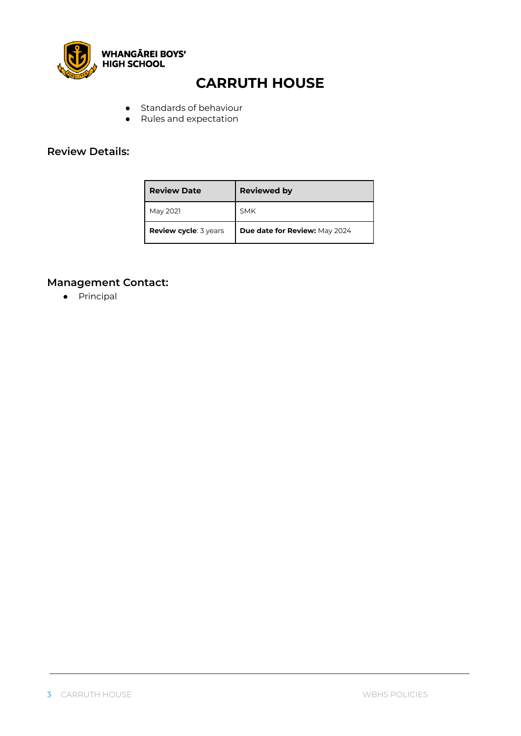WHANGĀREI BOYS' HIGH SCHOOL

# CARRUTH HOUSE

- Standards of behaviour
- Rules and expectation

### Review Details:

| Review Date | Reviewed by |
|---|---|
| May 2021 | SMK |
| **Review cycle**: 3 years | **Due date for Review:** May 2024 |

### Management Contact:

- Principal